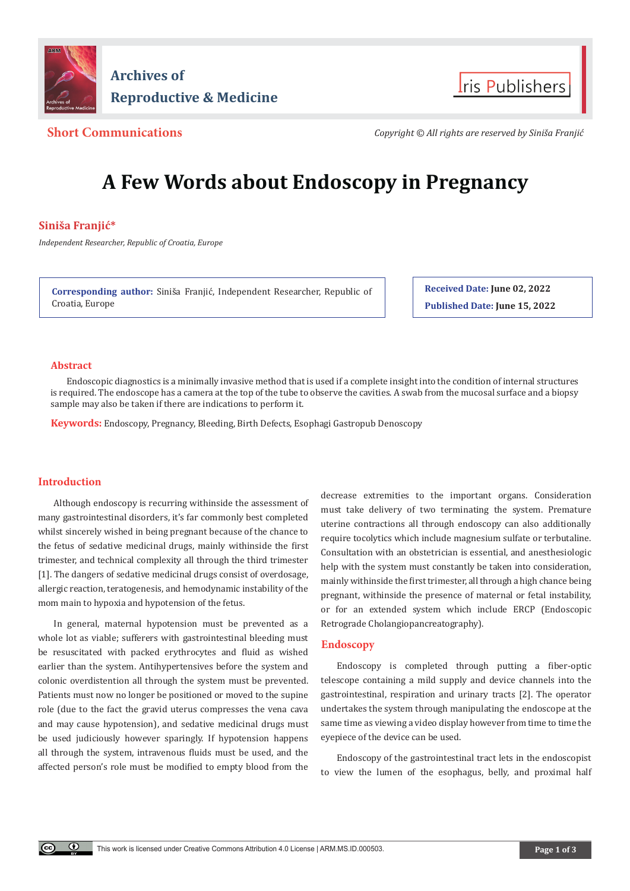Short Communications

*Copyright © All rights are reserved by Siniša Franjić*

# A Few Words about Endoscopy in Pregnancy

**Siniša Franjić***

*Independent Researcher, Republic of Croatia, Europe*

**Corresponding author:** Siniša Franjić, Independent Researcher, Republic of Croatia, Europe

**Received Date:** June 02, 2022

**Published Date:** June 15, 2022

## Abstract

Endoscopic diagnostics is a minimally invasive method that is used if a complete insight into the condition of internal structures is required. The endoscope has a camera at the top of the tube to observe the cavities. A swab from the mucosal surface and a biopsy sample may also be taken if there are indications to perform it.

**Keywords:** Endoscopy, Pregnancy, Bleeding, Birth Defects, Esophagi Gastropub Denoscopy

## Introduction

Although endoscopy is recurring withinside the assessment of many gastrointestinal disorders, it's far commonly best completed whilst sincerely wished in being pregnant because of the chance to the fetus of sedative medicinal drugs, mainly withinside the first trimester, and technical complexity all through the third trimester [1]. The dangers of sedative medicinal drugs consist of overdosage, allergic reaction, teratogenesis, and hemodynamic instability of the mom main to hypoxia and hypotension of the fetus.

In general, maternal hypotension must be prevented as a whole lot as viable; sufferers with gastrointestinal bleeding must be resuscitated with packed erythrocytes and fluid as wished earlier than the system. Antihypertensives before the system and colonic overdistention all through the system must be prevented. Patients must now no longer be positioned or moved to the supine role (due to the fact the gravid uterus compresses the vena cava and may cause hypotension), and sedative medicinal drugs must be used judiciously however sparingly. If hypotension happens all through the system, intravenous fluids must be used, and the affected person's role must be modified to empty blood from the decrease extremities to the important organs. Consideration must take delivery of two terminating the system. Premature uterine contractions all through endoscopy can also additionally require tocolytics which include magnesium sulfate or terbutaline. Consultation with an obstetrician is essential, and anesthesiologic help with the system must constantly be taken into consideration, mainly withinside the first trimester, all through a high chance being pregnant, withinside the presence of maternal or fetal instability, or for an extended system which include ERCP (Endoscopic Retrograde Cholangiopancreatography).

## Endoscopy

Endoscopy is completed through putting a fiber-optic telescope containing a mild supply and device channels into the gastrointestinal, respiration and urinary tracts [2]. The operator undertakes the system through manipulating the endoscope at the same time as viewing a video display however from time to time the eyepiece of the device can be used.

Endoscopy of the gastrointestinal tract lets in the endoscopist to view the lumen of the esophagus, belly, and proximal half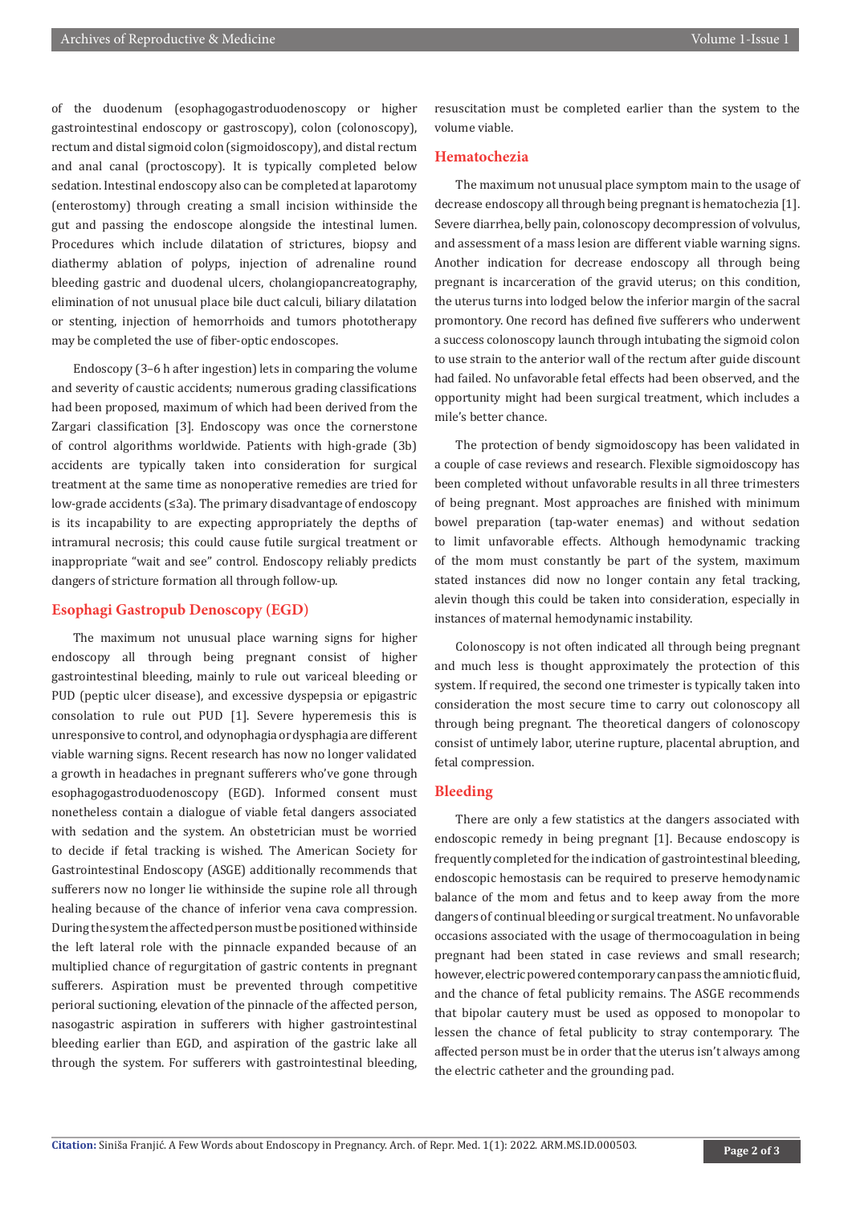of the duodenum (esophagogastroduodenoscopy or higher gastrointestinal endoscopy or gastroscopy), colon (colonoscopy), rectum and distal sigmoid colon (sigmoidoscopy), and distal rectum and anal canal (proctoscopy). It is typically completed below sedation. Intestinal endoscopy also can be completed at laparotomy (enterostomy) through creating a small incision withinside the gut and passing the endoscope alongside the intestinal lumen. Procedures which include dilatation of strictures, biopsy and diathermy ablation of polyps, injection of adrenaline round bleeding gastric and duodenal ulcers, cholangiopancreatography, elimination of not unusual place bile duct calculi, biliary dilatation or stenting, injection of hemorrhoids and tumors phototherapy may be completed the use of fiber-optic endoscopes.

Endoscopy (3–6 h after ingestion) lets in comparing the volume and severity of caustic accidents; numerous grading classifications had been proposed, maximum of which had been derived from the Zargari classification [3]. Endoscopy was once the cornerstone of control algorithms worldwide. Patients with high-grade (3b) accidents are typically taken into consideration for surgical treatment at the same time as nonoperative remedies are tried for low-grade accidents (≤3a). The primary disadvantage of endoscopy is its incapability to are expecting appropriately the depths of intramural necrosis; this could cause futile surgical treatment or inappropriate "wait and see" control. Endoscopy reliably predicts dangers of stricture formation all through follow-up.

## Esophagi Gastropub Denoscopy (EGD)

The maximum not unusual place warning signs for higher endoscopy all through being pregnant consist of higher gastrointestinal bleeding, mainly to rule out variceal bleeding or PUD (peptic ulcer disease), and excessive dyspepsia or epigastric consolation to rule out PUD [1]. Severe hyperemesis this is unresponsive to control, and odynophagia or dysphagia are different viable warning signs. Recent research has now no longer validated a growth in headaches in pregnant sufferers who've gone through esophagogastroduodenoscopy (EGD). Informed consent must nonetheless contain a dialogue of viable fetal dangers associated with sedation and the system. An obstetrician must be worried to decide if fetal tracking is wished. The American Society for Gastrointestinal Endoscopy (ASGE) additionally recommends that sufferers now no longer lie withinside the supine role all through healing because of the chance of inferior vena cava compression. During the system the affected person must be positioned withinside the left lateral role with the pinnacle expanded because of an multiplied chance of regurgitation of gastric contents in pregnant sufferers. Aspiration must be prevented through competitive perioral suctioning, elevation of the pinnacle of the affected person, nasogastric aspiration in sufferers with higher gastrointestinal bleeding earlier than EGD, and aspiration of the gastric lake all through the system. For sufferers with gastrointestinal bleeding, resuscitation must be completed earlier than the system to the volume viable.

## Hematochezia

The maximum not unusual place symptom main to the usage of decrease endoscopy all through being pregnant is hematochezia [1]. Severe diarrhea, belly pain, colonoscopy decompression of volvulus, and assessment of a mass lesion are different viable warning signs. Another indication for decrease endoscopy all through being pregnant is incarceration of the gravid uterus; on this condition, the uterus turns into lodged below the inferior margin of the sacral promontory. One record has defined five sufferers who underwent a success colonoscopy launch through intubating the sigmoid colon to use strain to the anterior wall of the rectum after guide discount had failed. No unfavorable fetal effects had been observed, and the opportunity might had been surgical treatment, which includes a mile's better chance.

The protection of bendy sigmoidoscopy has been validated in a couple of case reviews and research. Flexible sigmoidoscopy has been completed without unfavorable results in all three trimesters of being pregnant. Most approaches are finished with minimum bowel preparation (tap-water enemas) and without sedation to limit unfavorable effects. Although hemodynamic tracking of the mom must constantly be part of the system, maximum stated instances did now no longer contain any fetal tracking, alevin though this could be taken into consideration, especially in instances of maternal hemodynamic instability.

Colonoscopy is not often indicated all through being pregnant and much less is thought approximately the protection of this system. If required, the second one trimester is typically taken into consideration the most secure time to carry out colonoscopy all through being pregnant. The theoretical dangers of colonoscopy consist of untimely labor, uterine rupture, placental abruption, and fetal compression.

## Bleeding

There are only a few statistics at the dangers associated with endoscopic remedy in being pregnant [1]. Because endoscopy is frequently completed for the indication of gastrointestinal bleeding, endoscopic hemostasis can be required to preserve hemodynamic balance of the mom and fetus and to keep away from the more dangers of continual bleeding or surgical treatment. No unfavorable occasions associated with the usage of thermocoagulation in being pregnant had been stated in case reviews and small research; however, electric powered contemporary can pass the amniotic fluid, and the chance of fetal publicity remains. The ASGE recommends that bipolar cautery must be used as opposed to monopolar to lessen the chance of fetal publicity to stray contemporary. The affected person must be in order that the uterus isn't always among the electric catheter and the grounding pad.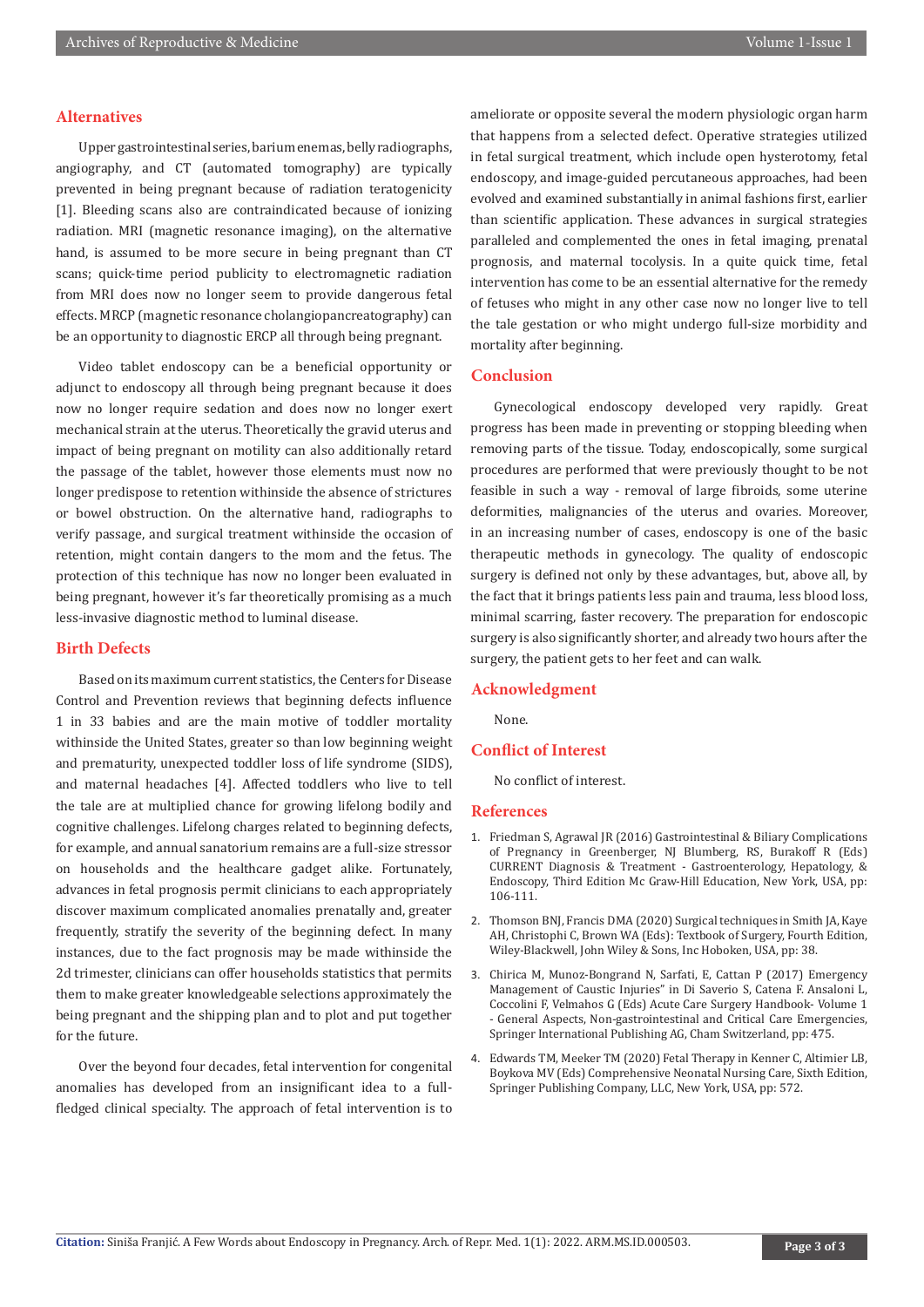## Alternatives

Upper gastrointestinal series, barium enemas, belly radiographs, angiography, and CT (automated tomography) are typically prevented in being pregnant because of radiation teratogenicity [1]. Bleeding scans also are contraindicated because of ionizing radiation. MRI (magnetic resonance imaging), on the alternative hand, is assumed to be more secure in being pregnant than CT scans; quick-time period publicity to electromagnetic radiation from MRI does now no longer seem to provide dangerous fetal effects. MRCP (magnetic resonance cholangiopancreatography) can be an opportunity to diagnostic ERCP all through being pregnant.

Video tablet endoscopy can be a beneficial opportunity or adjunct to endoscopy all through being pregnant because it does now no longer require sedation and does now no longer exert mechanical strain at the uterus. Theoretically the gravid uterus and impact of being pregnant on motility can also additionally retard the passage of the tablet, however those elements must now no longer predispose to retention withinside the absence of strictures or bowel obstruction. On the alternative hand, radiographs to verify passage, and surgical treatment withinside the occasion of retention, might contain dangers to the mom and the fetus. The protection of this technique has now no longer been evaluated in being pregnant, however it's far theoretically promising as a much less-invasive diagnostic method to luminal disease.

## Birth Defects

Based on its maximum current statistics, the Centers for Disease Control and Prevention reviews that beginning defects influence 1 in 33 babies and are the main motive of toddler mortality withinside the United States, greater so than low beginning weight and prematurity, unexpected toddler loss of life syndrome (SIDS), and maternal headaches [4]. Affected toddlers who live to tell the tale are at multiplied chance for growing lifelong bodily and cognitive challenges. Lifelong charges related to beginning defects, for example, and annual sanatorium remains are a full-size stressor on households and the healthcare gadget alike. Fortunately, advances in fetal prognosis permit clinicians to each appropriately discover maximum complicated anomalies prenatally and, greater frequently, stratify the severity of the beginning defect. In many instances, due to the fact prognosis may be made withinside the 2d trimester, clinicians can offer households statistics that permits them to make greater knowledgeable selections approximately the being pregnant and the shipping plan and to plot and put together for the future.

Over the beyond four decades, fetal intervention for congenital anomalies has developed from an insignificant idea to a full-fledged clinical specialty. The approach of fetal intervention is to ameliorate or opposite several the modern physiologic organ harm that happens from a selected defect. Operative strategies utilized in fetal surgical treatment, which include open hysterotomy, fetal endoscopy, and image-guided percutaneous approaches, had been evolved and examined substantially in animal fashions first, earlier than scientific application. These advances in surgical strategies paralleled and complemented the ones in fetal imaging, prenatal prognosis, and maternal tocolysis. In a quite quick time, fetal intervention has come to be an essential alternative for the remedy of fetuses who might in any other case now no longer live to tell the tale gestation or who might undergo full-size morbidity and mortality after beginning.

## Conclusion

Gynecological endoscopy developed very rapidly. Great progress has been made in preventing or stopping bleeding when removing parts of the tissue. Today, endoscopically, some surgical procedures are performed that were previously thought to be not feasible in such a way - removal of large fibroids, some uterine deformities, malignancies of the uterus and ovaries. Moreover, in an increasing number of cases, endoscopy is one of the basic therapeutic methods in gynecology. The quality of endoscopic surgery is defined not only by these advantages, but, above all, by the fact that it brings patients less pain and trauma, less blood loss, minimal scarring, faster recovery. The preparation for endoscopic surgery is also significantly shorter, and already two hours after the surgery, the patient gets to her feet and can walk.

## Acknowledgment

None.

## Conflict of Interest

No conflict of interest.

## References

1. Friedman S, Agrawal JR (2016) Gastrointestinal & Biliary Complications of Pregnancy in Greenberger, NJ Blumberg, RS, Burakoff R (Eds) CURRENT Diagnosis & Treatment - Gastroenterology, Hepatology, & Endoscopy, Third Edition Mc Graw-Hill Education, New York, USA, pp: 106-111.
2. Thomson BNJ, Francis DMA (2020) Surgical techniques in Smith JA, Kaye AH, Christophi C, Brown WA (Eds): Textbook of Surgery, Fourth Edition, Wiley-Blackwell, John Wiley & Sons, Inc Hoboken, USA, pp: 38.
3. Chirica M, Munoz-Bongrand N, Sarfati, E, Cattan P (2017) Emergency Management of Caustic Injuries" in Di Saverio S, Catena F. Ansaloni L, Coccolini F, Velmahos G (Eds) Acute Care Surgery Handbook- Volume 1 - General Aspects, Non-gastrointestinal and Critical Care Emergencies, Springer International Publishing AG, Cham Switzerland, pp: 475.
4. Edwards TM, Meeker TM (2020) Fetal Therapy in Kenner C, Altimier LB, Boykova MV (Eds) Comprehensive Neonatal Nursing Care, Sixth Edition, Springer Publishing Company, LLC, New York, USA, pp: 572.

**Citation:** Siniša Franjić. A Few Words about Endoscopy in Pregnancy. Arch. of Repr. Med. 1(1): 2022. ARM.MS.ID.000503.